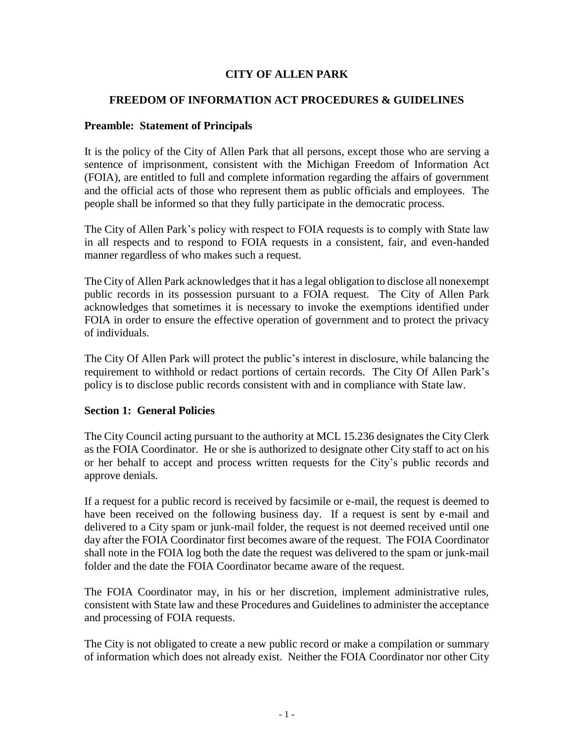# CITY OF ALLEN PARK

## FREEDOM OF INFORMATION ACT PROCEDURES & GUIDELINES

### Preamble: Statement of Principals

It is the policy of the City of Allen Park that all persons, except those who are serving a sentence of imprisonment, consistent with the Michigan Freedom of Information Act (FOIA), are entitled to full and complete information regarding the affairs of government and the official acts of those who represent them as public officials and employees. The people shall be informed so that they fully participate in the democratic process.

The City of Allen Park's policy with respect to FOIA requests is to comply with State law in all respects and to respond to FOIA requests in a consistent, fair, and even-handed manner regardless of who makes such a request.

The City of Allen Park acknowledges that it has a legal obligation to disclose all nonexempt public records in its possession pursuant to a FOIA request. The City of Allen Park acknowledges that sometimes it is necessary to invoke the exemptions identified under FOIA in order to ensure the effective operation of government and to protect the privacy of individuals.

The City Of Allen Park will protect the public's interest in disclosure, while balancing the requirement to withhold or redact portions of certain records. The City Of Allen Park's policy is to disclose public records consistent with and in compliance with State law.

### Section 1: General Policies

The City Council acting pursuant to the authority at MCL 15.236 designates the City Clerk as the FOIA Coordinator. He or she is authorized to designate other City staff to act on his or her behalf to accept and process written requests for the City's public records and approve denials.

If a request for a public record is received by facsimile or e-mail, the request is deemed to have been received on the following business day. If a request is sent by e-mail and delivered to a City spam or junk-mail folder, the request is not deemed received until one day after the FOIA Coordinator first becomes aware of the request. The FOIA Coordinator shall note in the FOIA log both the date the request was delivered to the spam or junk-mail folder and the date the FOIA Coordinator became aware of the request.

The FOIA Coordinator may, in his or her discretion, implement administrative rules, consistent with State law and these Procedures and Guidelines to administer the acceptance and processing of FOIA requests.

The City is not obligated to create a new public record or make a compilation or summary of information which does not already exist. Neither the FOIA Coordinator nor other City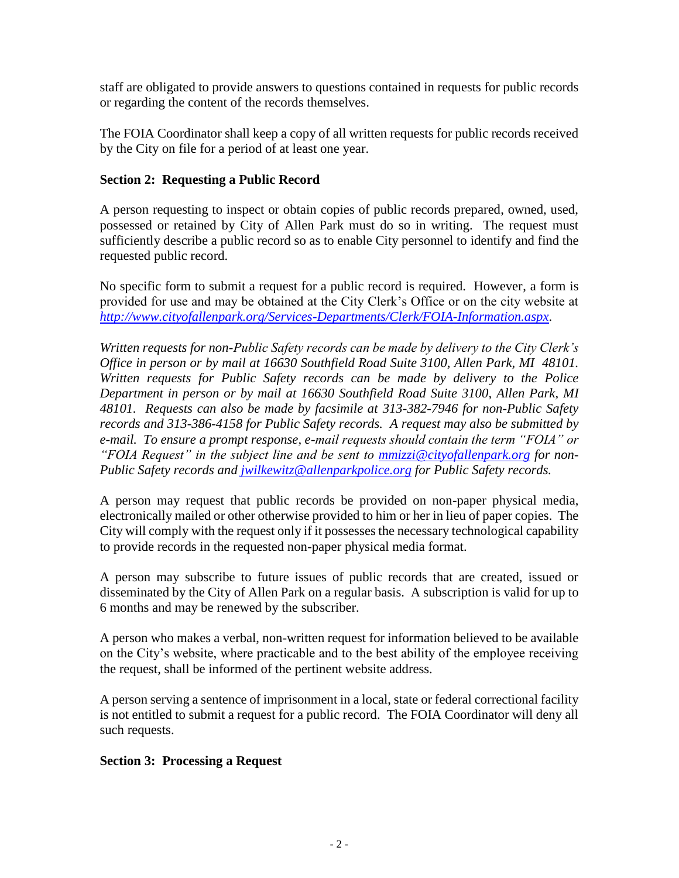staff are obligated to provide answers to questions contained in requests for public records or regarding the content of the records themselves.

The FOIA Coordinator shall keep a copy of all written requests for public records received by the City on file for a period of at least one year.

**Section 2: Requesting a Public Record**

A person requesting to inspect or obtain copies of public records prepared, owned, used, possessed or retained by City of Allen Park must do so in writing. The request must sufficiently describe a public record so as to enable City personnel to identify and find the requested public record.

No specific form to submit a request for a public record is required. However, a form is provided for use and may be obtained at the City Clerk's Office or on the city website at *http://www.cityofallenpark.org/Services-Departments/Clerk/FOIA-Information.aspx*.

*Written requests for non-Public Safety records can be made by delivery to the City Clerk's Office in person or by mail at 16630 Southfield Road Suite 3100, Allen Park, MI 48101. Written requests for Public Safety records can be made by delivery to the Police Department in person or by mail at 16630 Southfield Road Suite 3100, Allen Park, MI 48101. Requests can also be made by facsimile at 313-382-7946 for non-Public Safety records and 313-386-4158 for Public Safety records. A request may also be submitted by e-mail. To ensure a prompt response, e-mail requests should contain the term "FOIA" or "FOIA Request" in the subject line and be sent to mmizzi@cityofallenpark.org for non-Public Safety records and jwilkewitz@allenparkpolice.org for Public Safety records.*

A person may request that public records be provided on non-paper physical media, electronically mailed or other otherwise provided to him or her in lieu of paper copies. The City will comply with the request only if it possesses the necessary technological capability to provide records in the requested non-paper physical media format.

A person may subscribe to future issues of public records that are created, issued or disseminated by the City of Allen Park on a regular basis. A subscription is valid for up to 6 months and may be renewed by the subscriber.

A person who makes a verbal, non-written request for information believed to be available on the City's website, where practicable and to the best ability of the employee receiving the request, shall be informed of the pertinent website address.

A person serving a sentence of imprisonment in a local, state or federal correctional facility is not entitled to submit a request for a public record. The FOIA Coordinator will deny all such requests.

**Section 3: Processing a Request**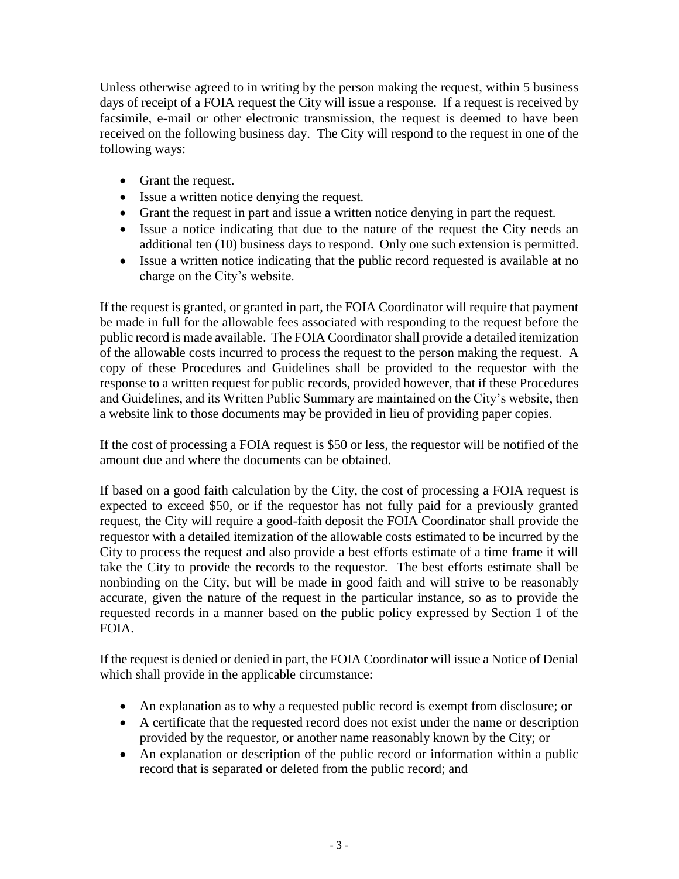Unless otherwise agreed to in writing by the person making the request, within 5 business days of receipt of a FOIA request the City will issue a response. If a request is received by facsimile, e-mail or other electronic transmission, the request is deemed to have been received on the following business day. The City will respond to the request in one of the following ways:

- Grant the request.
- Issue a written notice denying the request.
- Grant the request in part and issue a written notice denying in part the request.
- Issue a notice indicating that due to the nature of the request the City needs an additional ten (10) business days to respond. Only one such extension is permitted.
- Issue a written notice indicating that the public record requested is available at no charge on the City's website.

If the request is granted, or granted in part, the FOIA Coordinator will require that payment be made in full for the allowable fees associated with responding to the request before the public record is made available. The FOIA Coordinator shall provide a detailed itemization of the allowable costs incurred to process the request to the person making the request. A copy of these Procedures and Guidelines shall be provided to the requestor with the response to a written request for public records, provided however, that if these Procedures and Guidelines, and its Written Public Summary are maintained on the City's website, then a website link to those documents may be provided in lieu of providing paper copies.

If the cost of processing a FOIA request is $50 or less, the requestor will be notified of the amount due and where the documents can be obtained.

If based on a good faith calculation by the City, the cost of processing a FOIA request is expected to exceed $50, or if the requestor has not fully paid for a previously granted request, the City will require a good-faith deposit the FOIA Coordinator shall provide the requestor with a detailed itemization of the allowable costs estimated to be incurred by the City to process the request and also provide a best efforts estimate of a time frame it will take the City to provide the records to the requestor. The best efforts estimate shall be nonbinding on the City, but will be made in good faith and will strive to be reasonably accurate, given the nature of the request in the particular instance, so as to provide the requested records in a manner based on the public policy expressed by Section 1 of the FOIA.

If the request is denied or denied in part, the FOIA Coordinator will issue a Notice of Denial which shall provide in the applicable circumstance:

- An explanation as to why a requested public record is exempt from disclosure; or
- A certificate that the requested record does not exist under the name or description provided by the requestor, or another name reasonably known by the City; or
- An explanation or description of the public record or information within a public record that is separated or deleted from the public record; and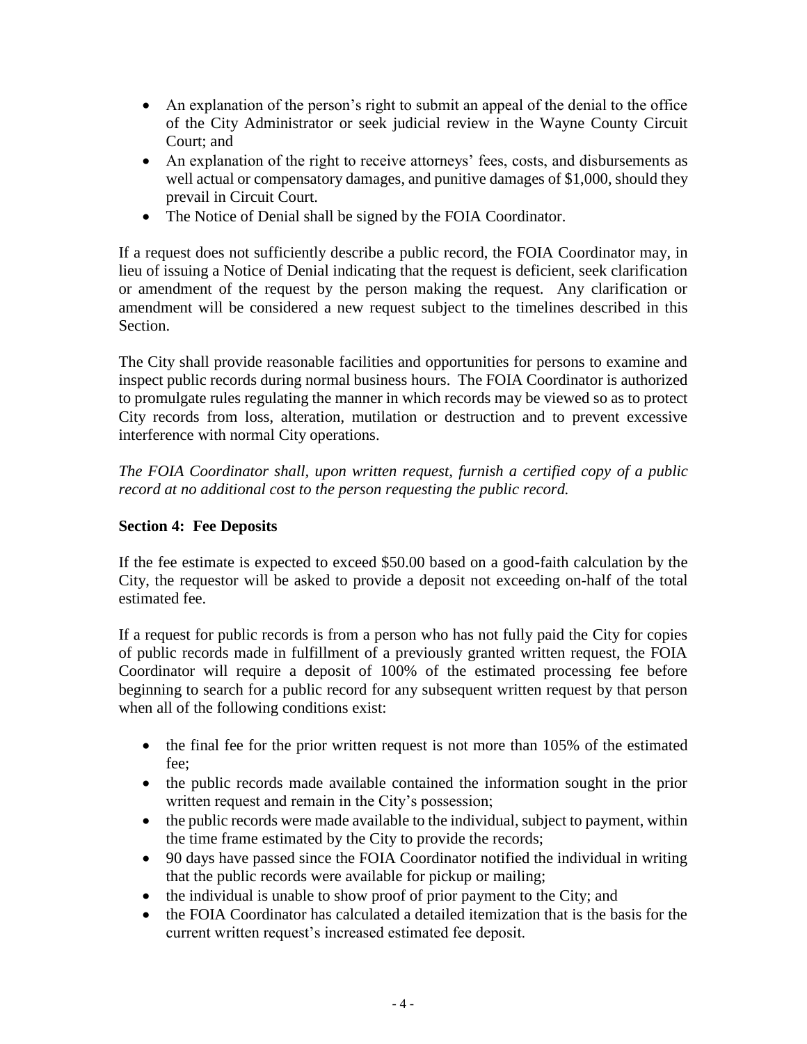- An explanation of the person's right to submit an appeal of the denial to the office of the City Administrator or seek judicial review in the Wayne County Circuit Court; and
- An explanation of the right to receive attorneys' fees, costs, and disbursements as well actual or compensatory damages, and punitive damages of $1,000, should they prevail in Circuit Court.
- The Notice of Denial shall be signed by the FOIA Coordinator.

If a request does not sufficiently describe a public record, the FOIA Coordinator may, in lieu of issuing a Notice of Denial indicating that the request is deficient, seek clarification or amendment of the request by the person making the request. Any clarification or amendment will be considered a new request subject to the timelines described in this Section.

The City shall provide reasonable facilities and opportunities for persons to examine and inspect public records during normal business hours. The FOIA Coordinator is authorized to promulgate rules regulating the manner in which records may be viewed so as to protect City records from loss, alteration, mutilation or destruction and to prevent excessive interference with normal City operations.

*The FOIA Coordinator shall, upon written request, furnish a certified copy of a public record at no additional cost to the person requesting the public record.*

**Section 4: Fee Deposits**

If the fee estimate is expected to exceed $50.00 based on a good-faith calculation by the City, the requestor will be asked to provide a deposit not exceeding on-half of the total estimated fee.

If a request for public records is from a person who has not fully paid the City for copies of public records made in fulfillment of a previously granted written request, the FOIA Coordinator will require a deposit of 100% of the estimated processing fee before beginning to search for a public record for any subsequent written request by that person when all of the following conditions exist:

- the final fee for the prior written request is not more than 105% of the estimated fee;
- the public records made available contained the information sought in the prior written request and remain in the City's possession;
- the public records were made available to the individual, subject to payment, within the time frame estimated by the City to provide the records;
- 90 days have passed since the FOIA Coordinator notified the individual in writing that the public records were available for pickup or mailing;
- the individual is unable to show proof of prior payment to the City; and
- the FOIA Coordinator has calculated a detailed itemization that is the basis for the current written request's increased estimated fee deposit.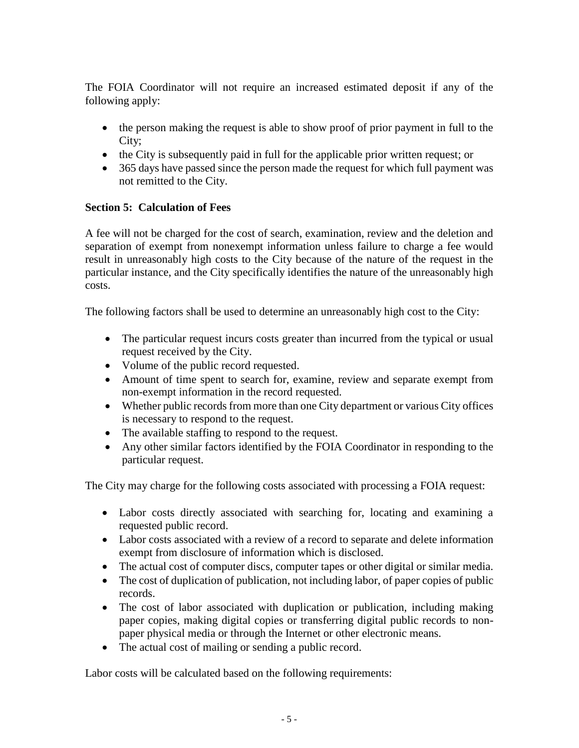The FOIA Coordinator will not require an increased estimated deposit if any of the following apply:

- the person making the request is able to show proof of prior payment in full to the City;
- the City is subsequently paid in full for the applicable prior written request; or
- 365 days have passed since the person made the request for which full payment was not remitted to the City.

**Section 5: Calculation of Fees**

A fee will not be charged for the cost of search, examination, review and the deletion and separation of exempt from nonexempt information unless failure to charge a fee would result in unreasonably high costs to the City because of the nature of the request in the particular instance, and the City specifically identifies the nature of the unreasonably high costs.

The following factors shall be used to determine an unreasonably high cost to the City:

- The particular request incurs costs greater than incurred from the typical or usual request received by the City.
- Volume of the public record requested.
- Amount of time spent to search for, examine, review and separate exempt from non-exempt information in the record requested.
- Whether public records from more than one City department or various City offices is necessary to respond to the request.
- The available staffing to respond to the request.
- Any other similar factors identified by the FOIA Coordinator in responding to the particular request.

The City may charge for the following costs associated with processing a FOIA request:

- Labor costs directly associated with searching for, locating and examining a requested public record.
- Labor costs associated with a review of a record to separate and delete information exempt from disclosure of information which is disclosed.
- The actual cost of computer discs, computer tapes or other digital or similar media.
- The cost of duplication of publication, not including labor, of paper copies of public records.
- The cost of labor associated with duplication or publication, including making paper copies, making digital copies or transferring digital public records to non-paper physical media or through the Internet or other electronic means.
- The actual cost of mailing or sending a public record.

Labor costs will be calculated based on the following requirements: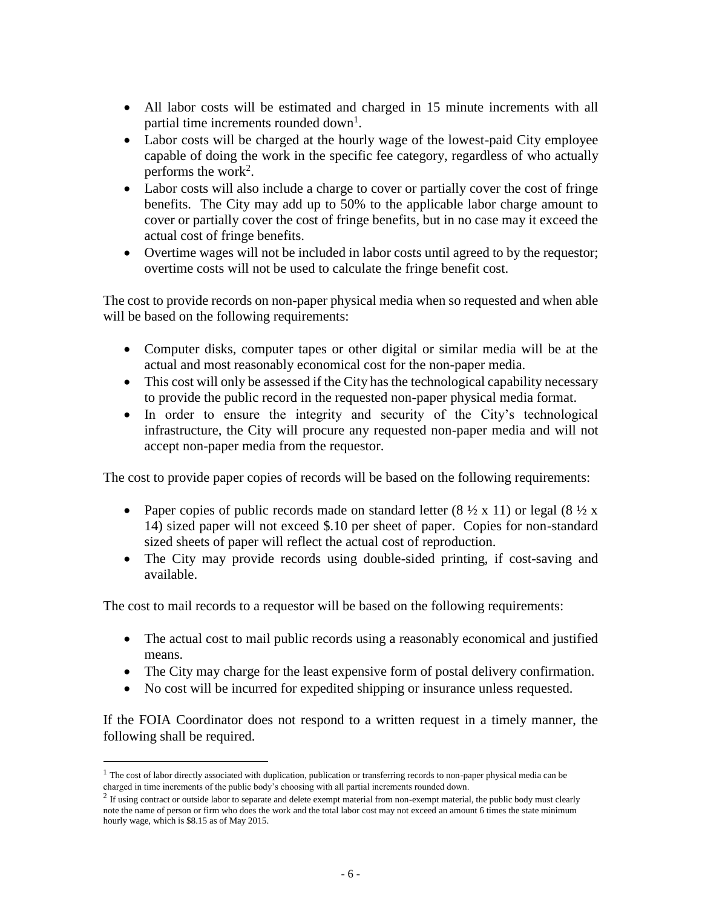- All labor costs will be estimated and charged in 15 minute increments with all partial time increments rounded down[1].
- Labor costs will be charged at the hourly wage of the lowest-paid City employee capable of doing the work in the specific fee category, regardless of who actually performs the work[2].
- Labor costs will also include a charge to cover or partially cover the cost of fringe benefits. The City may add up to 50% to the applicable labor charge amount to cover or partially cover the cost of fringe benefits, but in no case may it exceed the actual cost of fringe benefits.
- Overtime wages will not be included in labor costs until agreed to by the requestor; overtime costs will not be used to calculate the fringe benefit cost.

The cost to provide records on non-paper physical media when so requested and when able will be based on the following requirements:

- Computer disks, computer tapes or other digital or similar media will be at the actual and most reasonably economical cost for the non-paper media.
- This cost will only be assessed if the City has the technological capability necessary to provide the public record in the requested non-paper physical media format.
- In order to ensure the integrity and security of the City's technological infrastructure, the City will procure any requested non-paper media and will not accept non-paper media from the requestor.

The cost to provide paper copies of records will be based on the following requirements:

- Paper copies of public records made on standard letter (8 ½ x 11) or legal (8 ½ x 14) sized paper will not exceed $.10 per sheet of paper. Copies for non-standard sized sheets of paper will reflect the actual cost of reproduction.
- The City may provide records using double-sided printing, if cost-saving and available.

The cost to mail records to a requestor will be based on the following requirements:

- The actual cost to mail public records using a reasonably economical and justified means.
- The City may charge for the least expensive form of postal delivery confirmation.
- No cost will be incurred for expedited shipping or insurance unless requested.

If the FOIA Coordinator does not respond to a written request in a timely manner, the following shall be required.

---

[1] The cost of labor directly associated with duplication, publication or transferring records to non-paper physical media can be charged in time increments of the public body's choosing with all partial increments rounded down.

[2] If using contract or outside labor to separate and delete exempt material from non-exempt material, the public body must clearly note the name of person or firm who does the work and the total labor cost may not exceed an amount 6 times the state minimum hourly wage, which is $8.15 as of May 2015.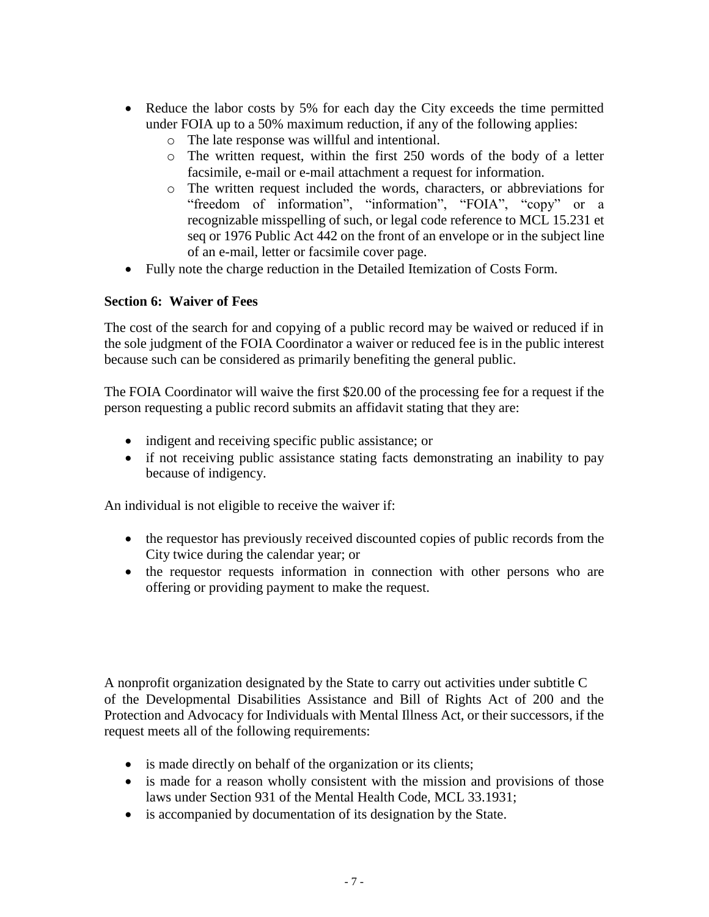- Reduce the labor costs by 5% for each day the City exceeds the time permitted under FOIA up to a 50% maximum reduction, if any of the following applies:
  - The late response was willful and intentional.
  - The written request, within the first 250 words of the body of a letter facsimile, e-mail or e-mail attachment a request for information.
  - The written request included the words, characters, or abbreviations for "freedom of information", "information", "FOIA", "copy" or a recognizable misspelling of such, or legal code reference to MCL 15.231 et seq or 1976 Public Act 442 on the front of an envelope or in the subject line of an e-mail, letter or facsimile cover page.
- Fully note the charge reduction in the Detailed Itemization of Costs Form.

**Section 6: Waiver of Fees**

The cost of the search for and copying of a public record may be waived or reduced if in the sole judgment of the FOIA Coordinator a waiver or reduced fee is in the public interest because such can be considered as primarily benefiting the general public.

The FOIA Coordinator will waive the first $20.00 of the processing fee for a request if the person requesting a public record submits an affidavit stating that they are:

- indigent and receiving specific public assistance; or
- if not receiving public assistance stating facts demonstrating an inability to pay because of indigency.

An individual is not eligible to receive the waiver if:

- the requestor has previously received discounted copies of public records from the City twice during the calendar year; or
- the requestor requests information in connection with other persons who are offering or providing payment to make the request.

A nonprofit organization designated by the State to carry out activities under subtitle C of the Developmental Disabilities Assistance and Bill of Rights Act of 200 and the Protection and Advocacy for Individuals with Mental Illness Act, or their successors, if the request meets all of the following requirements:

- is made directly on behalf of the organization or its clients;
- is made for a reason wholly consistent with the mission and provisions of those laws under Section 931 of the Mental Health Code, MCL 33.1931;
- is accompanied by documentation of its designation by the State.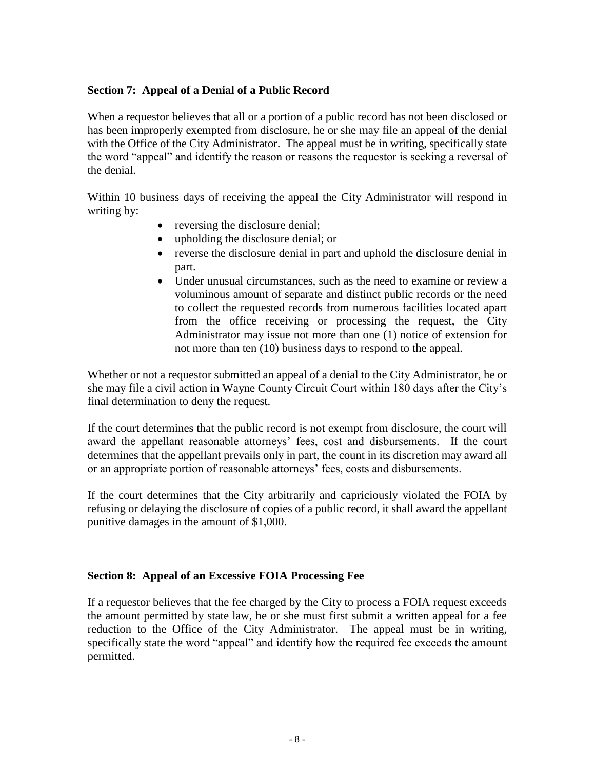**Section 7: Appeal of a Denial of a Public Record**

When a requestor believes that all or a portion of a public record has not been disclosed or has been improperly exempted from disclosure, he or she may file an appeal of the denial with the Office of the City Administrator. The appeal must be in writing, specifically state the word "appeal" and identify the reason or reasons the requestor is seeking a reversal of the denial.

Within 10 business days of receiving the appeal the City Administrator will respond in writing by:

- reversing the disclosure denial;
- upholding the disclosure denial; or
- reverse the disclosure denial in part and uphold the disclosure denial in part.
- Under unusual circumstances, such as the need to examine or review a voluminous amount of separate and distinct public records or the need to collect the requested records from numerous facilities located apart from the office receiving or processing the request, the City Administrator may issue not more than one (1) notice of extension for not more than ten (10) business days to respond to the appeal.

Whether or not a requestor submitted an appeal of a denial to the City Administrator, he or she may file a civil action in Wayne County Circuit Court within 180 days after the City's final determination to deny the request.

If the court determines that the public record is not exempt from disclosure, the court will award the appellant reasonable attorneys' fees, cost and disbursements. If the court determines that the appellant prevails only in part, the count in its discretion may award all or an appropriate portion of reasonable attorneys' fees, costs and disbursements.

If the court determines that the City arbitrarily and capriciously violated the FOIA by refusing or delaying the disclosure of copies of a public record, it shall award the appellant punitive damages in the amount of $1,000.

**Section 8: Appeal of an Excessive FOIA Processing Fee**

If a requestor believes that the fee charged by the City to process a FOIA request exceeds the amount permitted by state law, he or she must first submit a written appeal for a fee reduction to the Office of the City Administrator. The appeal must be in writing, specifically state the word "appeal" and identify how the required fee exceeds the amount permitted.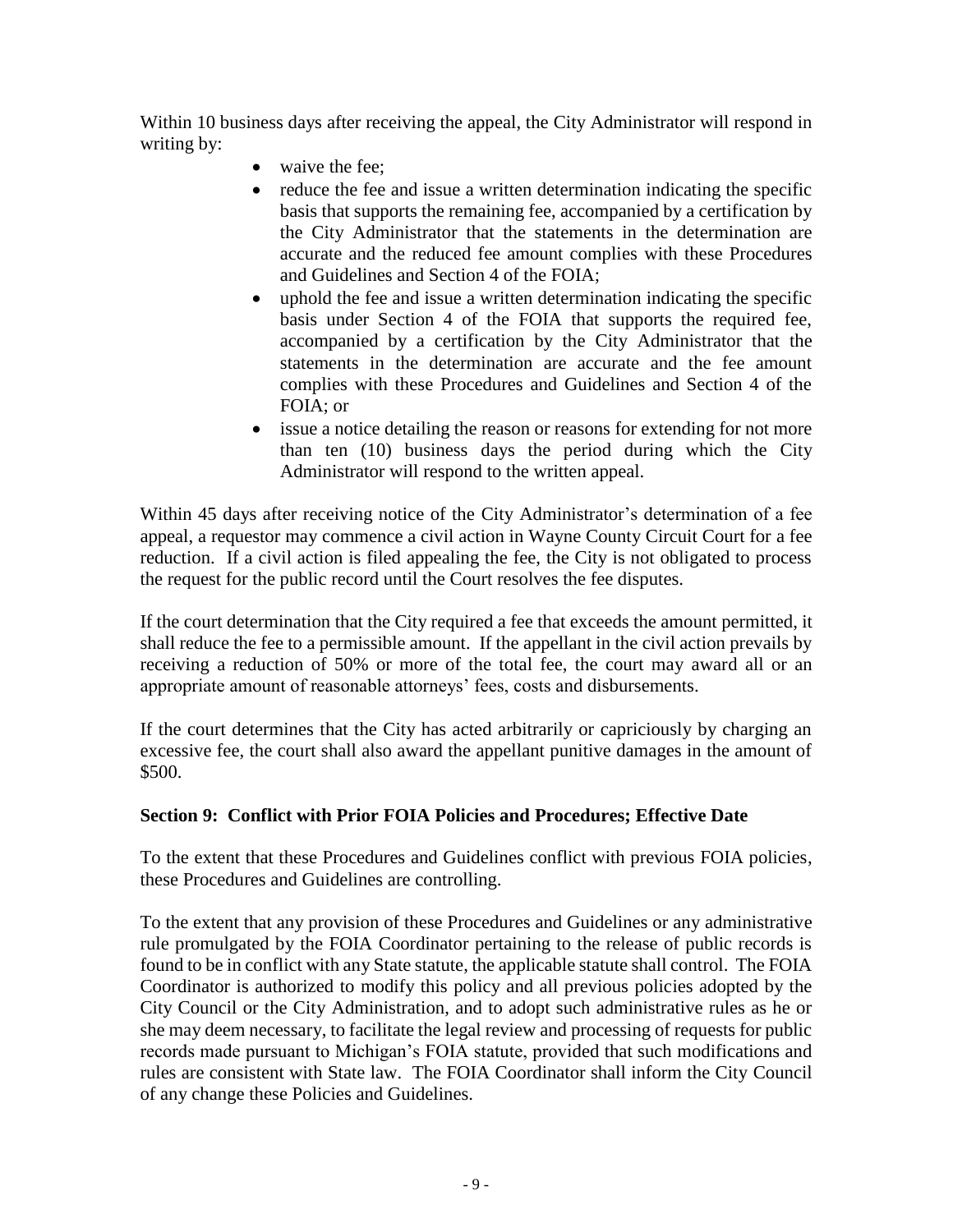Within 10 business days after receiving the appeal, the City Administrator will respond in writing by:

- waive the fee;
- reduce the fee and issue a written determination indicating the specific basis that supports the remaining fee, accompanied by a certification by the City Administrator that the statements in the determination are accurate and the reduced fee amount complies with these Procedures and Guidelines and Section 4 of the FOIA;
- uphold the fee and issue a written determination indicating the specific basis under Section 4 of the FOIA that supports the required fee, accompanied by a certification by the City Administrator that the statements in the determination are accurate and the fee amount complies with these Procedures and Guidelines and Section 4 of the FOIA; or
- issue a notice detailing the reason or reasons for extending for not more than ten (10) business days the period during which the City Administrator will respond to the written appeal.

Within 45 days after receiving notice of the City Administrator's determination of a fee appeal, a requestor may commence a civil action in Wayne County Circuit Court for a fee reduction. If a civil action is filed appealing the fee, the City is not obligated to process the request for the public record until the Court resolves the fee disputes.

If the court determination that the City required a fee that exceeds the amount permitted, it shall reduce the fee to a permissible amount. If the appellant in the civil action prevails by receiving a reduction of 50% or more of the total fee, the court may award all or an appropriate amount of reasonable attorneys' fees, costs and disbursements.

If the court determines that the City has acted arbitrarily or capriciously by charging an excessive fee, the court shall also award the appellant punitive damages in the amount of $500.

**Section 9: Conflict with Prior FOIA Policies and Procedures; Effective Date**

To the extent that these Procedures and Guidelines conflict with previous FOIA policies, these Procedures and Guidelines are controlling.

To the extent that any provision of these Procedures and Guidelines or any administrative rule promulgated by the FOIA Coordinator pertaining to the release of public records is found to be in conflict with any State statute, the applicable statute shall control. The FOIA Coordinator is authorized to modify this policy and all previous policies adopted by the City Council or the City Administration, and to adopt such administrative rules as he or she may deem necessary, to facilitate the legal review and processing of requests for public records made pursuant to Michigan's FOIA statute, provided that such modifications and rules are consistent with State law. The FOIA Coordinator shall inform the City Council of any change these Policies and Guidelines.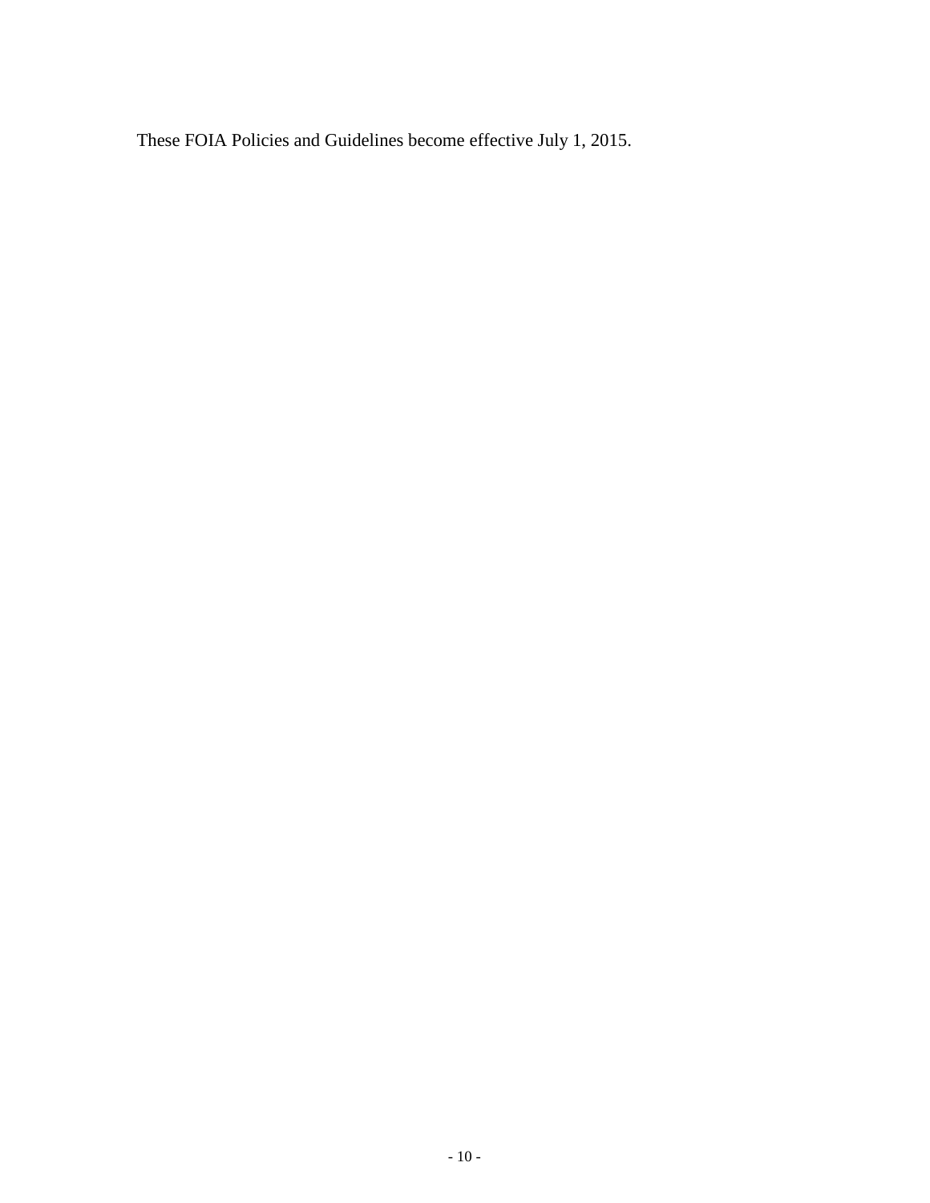These FOIA Policies and Guidelines become effective July 1, 2015.